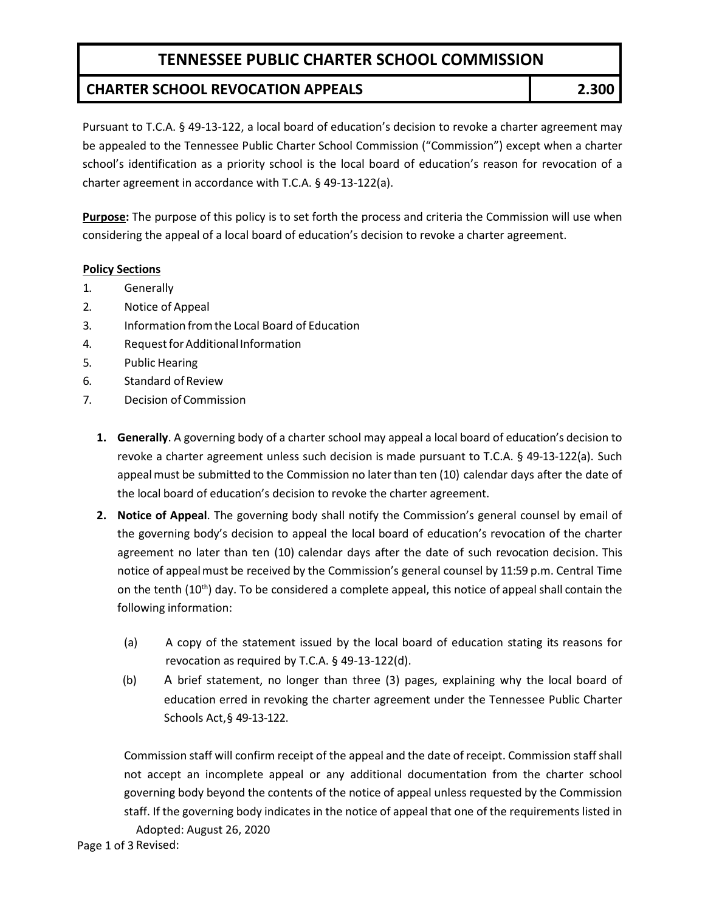# TENNESSEE PUBLIC CHARTER SCHOOL COMMISSION

## CHARTER SCHOOL REVOCATION APPEALS — 2.300

Pursuant to T.C.A. § 49-13-122, a local board of education's decision to revoke a charter agreement may be appealed to the Tennessee Public Charter School Commission ("Commission") except when a charter school's identification as a priority school is the local board of education's reason for revocation of a charter agreement in accordance with T.C.A. § 49-13-122(a).

**Purpose:** The purpose of this policy is to set forth the process and criteria the Commission will use when considering the appeal of a local board of education's decision to revoke a charter agreement.

**Policy Sections**

1. Generally
2. Notice of Appeal
3. Information from the Local Board of Education
4. Request for Additional Information
5. Public Hearing
6. Standard of Review
7. Decision of Commission

1. **Generally**. A governing body of a charter school may appeal a local board of education's decision to revoke a charter agreement unless such decision is made pursuant to T.C.A. § 49-13-122(a). Such appeal must be submitted to the Commission no later than ten (10) calendar days after the date of the local board of education's decision to revoke the charter agreement.

2. **Notice of Appeal**. The governing body shall notify the Commission's general counsel by email of the governing body's decision to appeal the local board of education's revocation of the charter agreement no later than ten (10) calendar days after the date of such revocation decision. This notice of appeal must be received by the Commission's general counsel by 11:59 p.m. Central Time on the tenth (10th) day. To be considered a complete appeal, this notice of appeal shall contain the following information:

   (a) A copy of the statement issued by the local board of education stating its reasons for revocation as required by T.C.A. § 49-13-122(d).

   (b) A brief statement, no longer than three (3) pages, explaining why the local board of education erred in revoking the charter agreement under the Tennessee Public Charter Schools Act, § 49-13-122.

   Commission staff will confirm receipt of the appeal and the date of receipt. Commission staff shall not accept an incomplete appeal or any additional documentation from the charter school governing body beyond the contents of the notice of appeal unless requested by the Commission staff. If the governing body indicates in the notice of appeal that one of the requirements listed in

Adopted: August 26, 2020

Revised: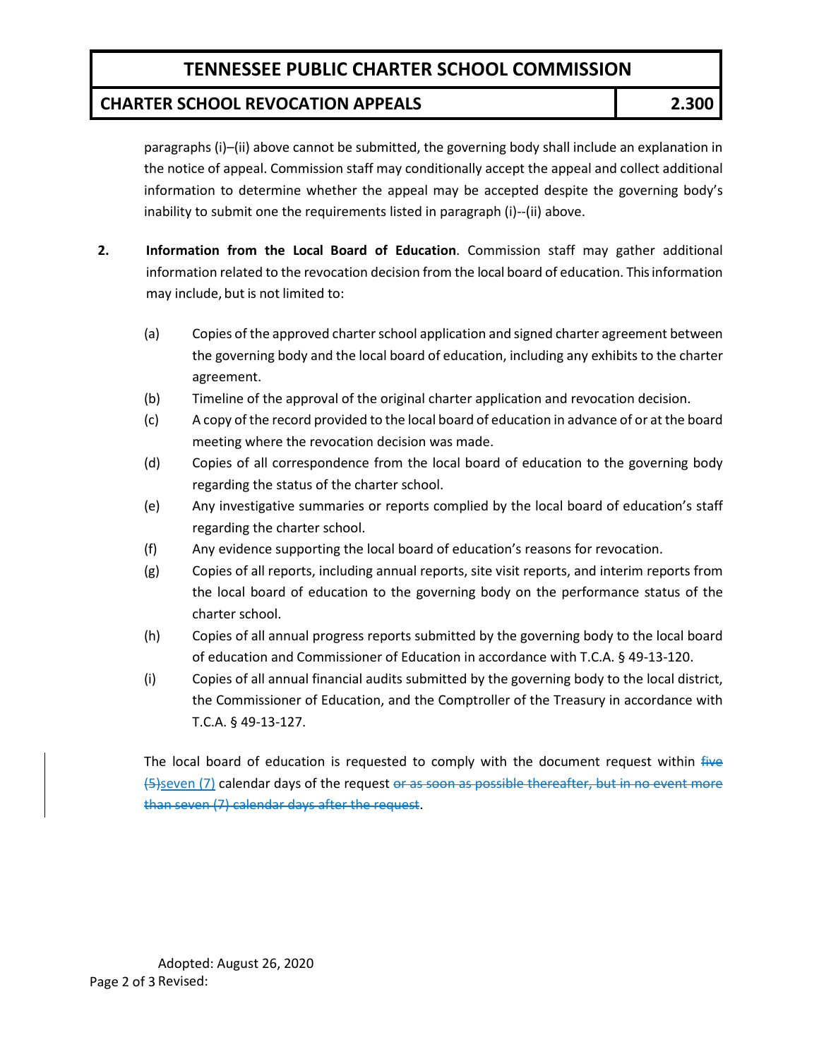paragraphs (i)–(ii) above cannot be submitted, the governing body shall include an explanation in the notice of appeal. Commission staff may conditionally accept the appeal and collect additional information to determine whether the appeal may be accepted despite the governing body's inability to submit one the requirements listed in paragraph (i)--(ii) above.

2. **Information from the Local Board of Education**. Commission staff may gather additional information related to the revocation decision from the local board of education. This information may include, but is not limited to:

   (a) Copies of the approved charter school application and signed charter agreement between the governing body and the local board of education, including any exhibits to the charter agreement.

   (b) Timeline of the approval of the original charter application and revocation decision.

   (c) A copy of the record provided to the local board of education in advance of or at the board meeting where the revocation decision was made.

   (d) Copies of all correspondence from the local board of education to the governing body regarding the status of the charter school.

   (e) Any investigative summaries or reports complied by the local board of education's staff regarding the charter school.

   (f) Any evidence supporting the local board of education's reasons for revocation.

   (g) Copies of all reports, including annual reports, site visit reports, and interim reports from the local board of education to the governing body on the performance status of the charter school.

   (h) Copies of all annual progress reports submitted by the governing body to the local board of education and Commissioner of Education in accordance with T.C.A. § 49-13-120.

   (i) Copies of all annual financial audits submitted by the governing body to the local district, the Commissioner of Education, and the Comptroller of the Treasury in accordance with T.C.A. § 49-13-127.

   The local board of education is requested to comply with the document request within ~~five (5)~~seven (7) calendar days of the request ~~or as soon as possible thereafter, but in no event more than seven (7) calendar days after the request~~.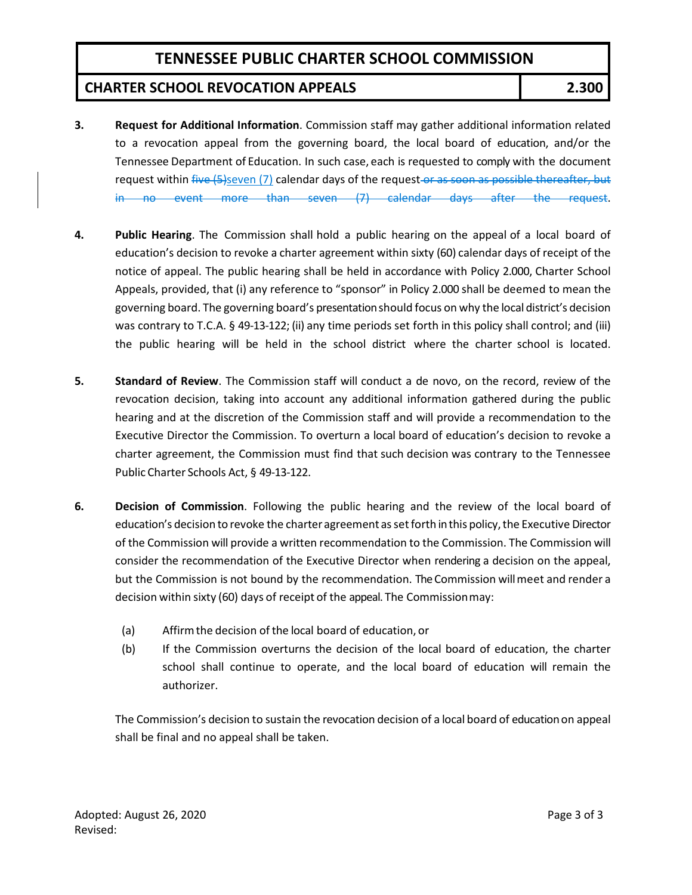3. **Request for Additional Information**. Commission staff may gather additional information related to a revocation appeal from the governing board, the local board of education, and/or the Tennessee Department of Education. In such case, each is requested to comply with the document request within ~~five (5)~~seven (7) calendar days of the request~~ or as soon as possible thereafter, but in no event more than seven (7) calendar days after the request~~.

4. **Public Hearing**. The Commission shall hold a public hearing on the appeal of a local board of education's decision to revoke a charter agreement within sixty (60) calendar days of receipt of the notice of appeal. The public hearing shall be held in accordance with Policy 2.000, Charter School Appeals, provided, that (i) any reference to "sponsor" in Policy 2.000 shall be deemed to mean the governing board. The governing board's presentation should focus on why the local district's decision was contrary to T.C.A. § 49-13-122; (ii) any time periods set forth in this policy shall control; and (iii) the public hearing will be held in the school district where the charter school is located.

5. **Standard of Review**. The Commission staff will conduct a de novo, on the record, review of the revocation decision, taking into account any additional information gathered during the public hearing and at the discretion of the Commission staff and will provide a recommendation to the Executive Director the Commission. To overturn a local board of education's decision to revoke a charter agreement, the Commission must find that such decision was contrary to the Tennessee Public Charter Schools Act, § 49-13-122.

6. **Decision of Commission**. Following the public hearing and the review of the local board of education's decision to revoke the charter agreement as set forth in this policy, the Executive Director of the Commission will provide a written recommendation to the Commission. The Commission will consider the recommendation of the Executive Director when rendering a decision on the appeal, but the Commission is not bound by the recommendation. The Commission will meet and render a decision within sixty (60) days of receipt of the appeal. The Commission may:

   (a) Affirm the decision of the local board of education, or

   (b) If the Commission overturns the decision of the local board of education, the charter school shall continue to operate, and the local board of education will remain the authorizer.

   The Commission's decision to sustain the revocation decision of a local board of education on appeal shall be final and no appeal shall be taken.

Adopted: August 26, 2020
Revised: